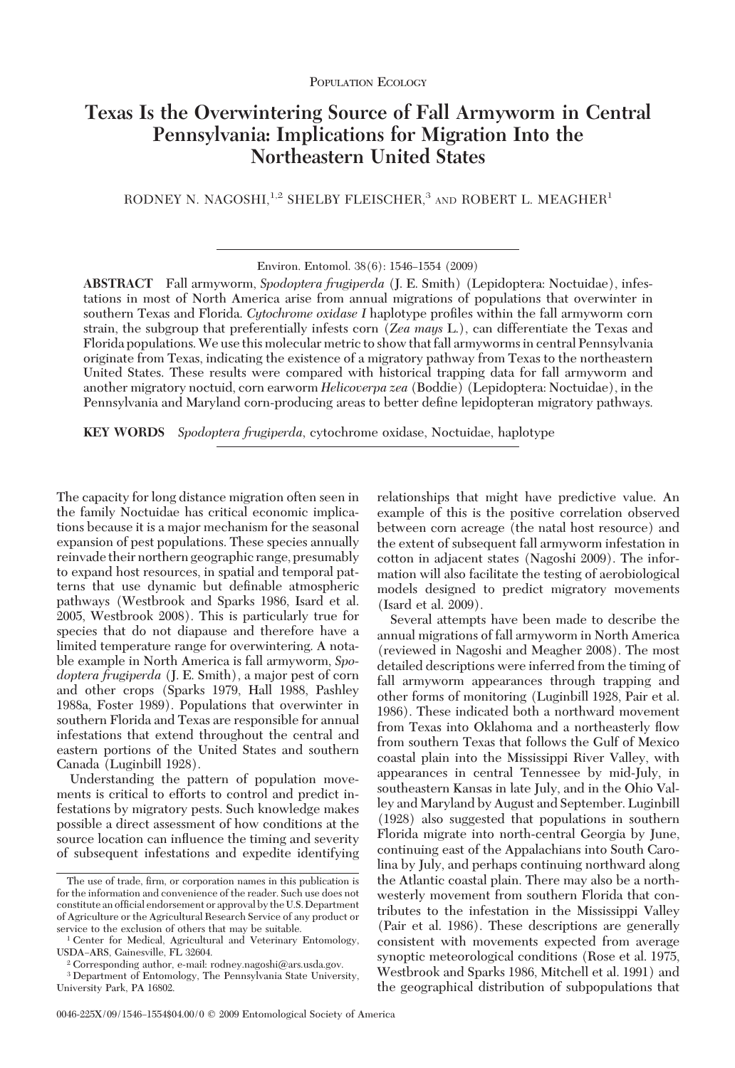Population Ecology

# Texas Is the Overwintering Source of Fall Armyworm in Central Pennsylvania: Implications for Migration Into the Northeastern United States

RODNEY N. NAGOSHI,[1,2] SHELBY FLEISCHER,[3] AND ROBERT L. MEAGHER[1]

Environ. Entomol. 38(6): 1546–1554 (2009)

**ABSTRACT** Fall armyworm, *Spodoptera frugiperda* (J. E. Smith) (Lepidoptera: Noctuidae), infestations in most of North America arise from annual migrations of populations that overwinter in southern Texas and Florida. *Cytochrome oxidase I* haplotype profiles within the fall armyworm corn strain, the subgroup that preferentially infests corn (*Zea mays* L.), can differentiate the Texas and Florida populations. We use this molecular metric to show that fall armyworms in central Pennsylvania originate from Texas, indicating the existence of a migratory pathway from Texas to the northeastern United States. These results were compared with historical trapping data for fall armyworm and another migratory noctuid, corn earworm *Helicoverpa zea* (Boddie) (Lepidoptera: Noctuidae), in the Pennsylvania and Maryland corn-producing areas to better define lepidopteran migratory pathways.

**KEY WORDS** *Spodoptera frugiperda*, cytochrome oxidase, Noctuidae, haplotype

The capacity for long distance migration often seen in the family Noctuidae has critical economic implications because it is a major mechanism for the seasonal expansion of pest populations. These species annually reinvade their northern geographic range, presumably to expand host resources, in spatial and temporal patterns that use dynamic but definable atmospheric pathways (Westbrook and Sparks 1986, Isard et al. 2005, Westbrook 2008). This is particularly true for species that do not diapause and therefore have a limited temperature range for overwintering. A notable example in North America is fall armyworm, *Spodoptera frugiperda* (J. E. Smith), a major pest of corn and other crops (Sparks 1979, Hall 1988, Pashley 1988a, Foster 1989). Populations that overwinter in southern Florida and Texas are responsible for annual infestations that extend throughout the central and eastern portions of the United States and southern Canada (Luginbill 1928).

Understanding the pattern of population movements is critical to efforts to control and predict infestations by migratory pests. Such knowledge makes possible a direct assessment of how conditions at the source location can influence the timing and severity of subsequent infestations and expedite identifying relationships that might have predictive value. An example of this is the positive correlation observed between corn acreage (the natal host resource) and the extent of subsequent fall armyworm infestation in cotton in adjacent states (Nagoshi 2009). The information will also facilitate the testing of aerobiological models designed to predict migratory movements (Isard et al. 2009).

Several attempts have been made to describe the annual migrations of fall armyworm in North America (reviewed in Nagoshi and Meagher 2008). The most detailed descriptions were inferred from the timing of fall armyworm appearances through trapping and other forms of monitoring (Luginbill 1928, Pair et al. 1986). These indicated both a northward movement from Texas into Oklahoma and a northeasterly flow from southern Texas that follows the Gulf of Mexico coastal plain into the Mississippi River Valley, with appearances in central Tennessee by mid-July, in southeastern Kansas in late July, and in the Ohio Valley and Maryland by August and September. Luginbill (1928) also suggested that populations in southern Florida migrate into north-central Georgia by June, continuing east of the Appalachians into South Carolina by July, and perhaps continuing northward along the Atlantic coastal plain. There may also be a northwesterly movement from southern Florida that contributes to the infestation in the Mississippi Valley (Pair et al. 1986). These descriptions are generally consistent with movements expected from average synoptic meteorological conditions (Rose et al. 1975, Westbrook and Sparks 1986, Mitchell et al. 1991) and the geographical distribution of subpopulations that

The use of trade, firm, or corporation names in this publication is for the information and convenience of the reader. Such use does not constitute an official endorsement or approval by the U.S. Department of Agriculture or the Agricultural Research Service of any product or service to the exclusion of others that may be suitable.

[1] Center for Medical, Agricultural and Veterinary Entomology, USDA–ARS, Gainesville, FL 32604.

[2] Corresponding author, e-mail: rodney.nagoshi@ars.usda.gov.

[3] Department of Entomology, The Pennsylvania State University, University Park, PA 16802.

0046-225X/09/1546–1554$04.00/0 © 2009 Entomological Society of America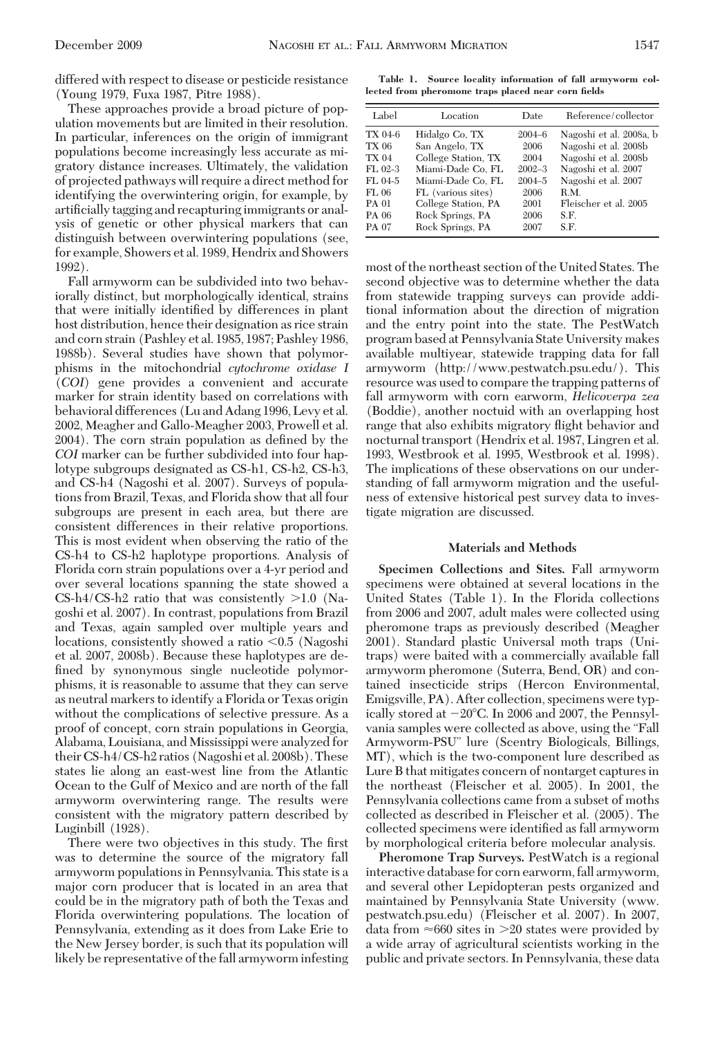differed with respect to disease or pesticide resistance (Young 1979, Fuxa 1987, Pitre 1988).

These approaches provide a broad picture of population movements but are limited in their resolution. In particular, inferences on the origin of immigrant populations become increasingly less accurate as migratory distance increases. Ultimately, the validation of projected pathways will require a direct method for identifying the overwintering origin, for example, by artificially tagging and recapturing immigrants or analysis of genetic or other physical markers that can distinguish between overwintering populations (see, for example, Showers et al. 1989, Hendrix and Showers 1992).

Fall armyworm can be subdivided into two behaviorally distinct, but morphologically identical, strains that were initially identified by differences in plant host distribution, hence their designation as rice strain and corn strain (Pashley et al. 1985, 1987; Pashley 1986, 1988b). Several studies have shown that polymorphisms in the mitochondrial *cytochrome oxidase I* (*COI*) gene provides a convenient and accurate marker for strain identity based on correlations with behavioral differences (Lu and Adang 1996, Levy et al. 2002, Meagher and Gallo-Meagher 2003, Prowell et al. 2004). The corn strain population as defined by the *COI* marker can be further subdivided into four haplotype subgroups designated as CS-h1, CS-h2, CS-h3, and CS-h4 (Nagoshi et al. 2007). Surveys of populations from Brazil, Texas, and Florida show that all four subgroups are present in each area, but there are consistent differences in their relative proportions. This is most evident when observing the ratio of the CS-h4 to CS-h2 haplotype proportions. Analysis of Florida corn strain populations over a 4-yr period and over several locations spanning the state showed a CS-h4/CS-h2 ratio that was consistently >1.0 (Nagoshi et al. 2007). In contrast, populations from Brazil and Texas, again sampled over multiple years and locations, consistently showed a ratio <0.5 (Nagoshi et al. 2007, 2008b). Because these haplotypes are defined by synonymous single nucleotide polymorphisms, it is reasonable to assume that they can serve as neutral markers to identify a Florida or Texas origin without the complications of selective pressure. As a proof of concept, corn strain populations in Georgia, Alabama, Louisiana, and Mississippi were analyzed for their CS-h4/CS-h2 ratios (Nagoshi et al. 2008b). These states lie along an east-west line from the Atlantic Ocean to the Gulf of Mexico and are north of the fall armyworm overwintering range. The results were consistent with the migratory pattern described by Luginbill (1928).

There were two objectives in this study. The first was to determine the source of the migratory fall armyworm populations in Pennsylvania. This state is a major corn producer that is located in an area that could be in the migratory path of both the Texas and Florida overwintering populations. The location of Pennsylvania, extending as it does from Lake Erie to the New Jersey border, is such that its population will likely be representative of the fall armyworm infesting most of the northeast section of the United States. The second objective was to determine whether the data from statewide trapping surveys can provide additional information about the direction of migration and the entry point into the state. The PestWatch program based at Pennsylvania State University makes available multiyear, statewide trapping data for fall armyworm (http://www.pestwatch.psu.edu/). This resource was used to compare the trapping patterns of fall armyworm with corn earworm, *Helicoverpa zea* (Boddie), another noctuid with an overlapping host range that also exhibits migratory flight behavior and nocturnal transport (Hendrix et al. 1987, Lingren et al. 1993, Westbrook et al. 1995, Westbrook et al. 1998). The implications of these observations on our understanding of fall armyworm migration and the usefulness of extensive historical pest survey data to investigate migration are discussed.

**Table 1. Source locality information of fall armyworm collected from pheromone traps placed near corn fields**

| Label | Location | Date | Reference/collector |
|---|---|---|---|
| TX 04-6 | Hidalgo Co, TX | 2004–6 | Nagoshi et al. 2008a, b |
| TX 06 | San Angelo, TX | 2006 | Nagoshi et al. 2008b |
| TX 04 | College Station, TX | 2004 | Nagoshi et al. 2008b |
| FL 02-3 | Miami-Dade Co, FL | 2002–3 | Nagoshi et al. 2007 |
| FL 04-5 | Miami-Dade Co, FL | 2004–5 | Nagoshi et al. 2007 |
| FL 06 | FL (various sites) | 2006 | R.M. |
| PA 01 | College Station, PA | 2001 | Fleischer et al. 2005 |
| PA 06 | Rock Springs, PA | 2006 | S.F. |
| PA 07 | Rock Springs, PA | 2007 | S.F. |

## Materials and Methods

**Specimen Collections and Sites.** Fall armyworm specimens were obtained at several locations in the United States (Table 1). In the Florida collections from 2006 and 2007, adult males were collected using pheromone traps as previously described (Meagher 2001). Standard plastic Universal moth traps (Unitraps) were baited with a commercially available fall armyworm pheromone (Suterra, Bend, OR) and contained insecticide strips (Hercon Environmental, Emigsville, PA). After collection, specimens were typically stored at −20°C. In 2006 and 2007, the Pennsylvania samples were collected as above, using the "Fall Armyworm-PSU" lure (Scentry Biologicals, Billings, MT), which is the two-component lure described as Lure B that mitigates concern of nontarget captures in the northeast (Fleischer et al. 2005). In 2001, the Pennsylvania collections came from a subset of moths collected as described in Fleischer et al. (2005). The collected specimens were identified as fall armyworm by morphological criteria before molecular analysis.

**Pheromone Trap Surveys.** PestWatch is a regional interactive database for corn earworm, fall armyworm, and several other Lepidopteran pests organized and maintained by Pennsylvania State University (www.pestwatch.psu.edu) (Fleischer et al. 2007). In 2007, data from ≈660 sites in >20 states were provided by a wide array of agricultural scientists working in the public and private sectors. In Pennsylvania, these data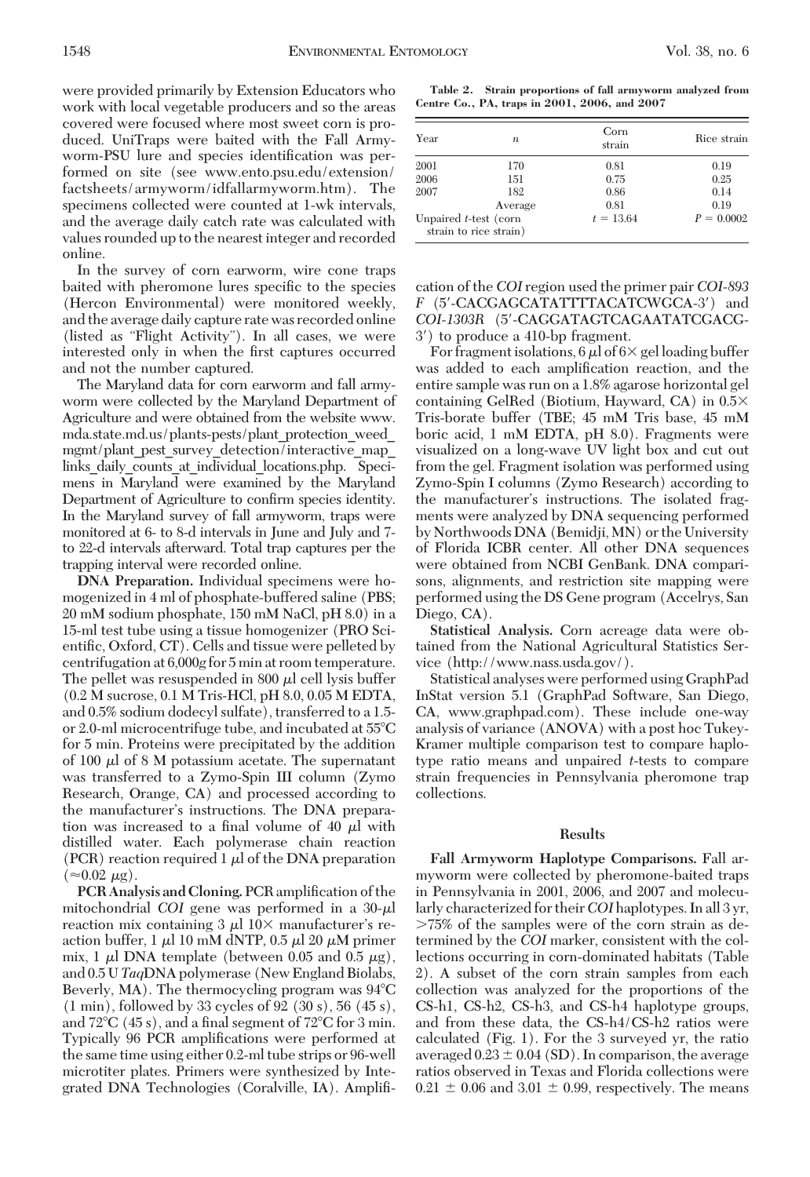were provided primarily by Extension Educators who work with local vegetable producers and so the areas covered were focused where most sweet corn is produced. UniTraps were baited with the Fall Armyworm-PSU lure and species identification was performed on site (see www.ento.psu.edu/extension/factsheets/armyworm/idfallarmyworm.htm). The specimens collected were counted at 1-wk intervals, and the average daily catch rate was calculated with values rounded up to the nearest integer and recorded online.

In the survey of corn earworm, wire cone traps baited with pheromone lures specific to the species (Hercon Environmental) were monitored weekly, and the average daily capture rate was recorded online (listed as "Flight Activity"). In all cases, we were interested only in when the first captures occurred and not the number captured.

The Maryland data for corn earworm and fall armyworm were collected by the Maryland Department of Agriculture and were obtained from the website www.mda.state.md.us/plants-pests/plant_protection_weed_mgmt/plant_pest_survey_detection/interactive_map_links_daily_counts_at_individual_locations.php. Specimens in Maryland were examined by the Maryland Department of Agriculture to confirm species identity. In the Maryland survey of fall armyworm, traps were monitored at 6- to 8-d intervals in June and July and 7- to 22-d intervals afterward. Total trap captures per the trapping interval were recorded online.

**DNA Preparation.** Individual specimens were homogenized in 4 ml of phosphate-buffered saline (PBS; 20 mM sodium phosphate, 150 mM NaCl, pH 8.0) in a 15-ml test tube using a tissue homogenizer (PRO Scientific, Oxford, CT). Cells and tissue were pelleted by centrifugation at 6,000*g* for 5 min at room temperature. The pellet was resuspended in 800 μl cell lysis buffer (0.2 M sucrose, 0.1 M Tris-HCl, pH 8.0, 0.05 M EDTA, and 0.5% sodium dodecyl sulfate), transferred to a 1.5- or 2.0-ml microcentrifuge tube, and incubated at 55°C for 5 min. Proteins were precipitated by the addition of 100 μl of 8 M potassium acetate. The supernatant was transferred to a Zymo-Spin III column (Zymo Research, Orange, CA) and processed according to the manufacturer's instructions. The DNA preparation was increased to a final volume of 40 μl with distilled water. Each polymerase chain reaction (PCR) reaction required 1 μl of the DNA preparation (≈0.02 μg).

**PCR Analysis and Cloning.** PCR amplification of the mitochondrial *COI* gene was performed in a 30-μl reaction mix containing 3 μl 10× manufacturer's reaction buffer, 1 μl 10 mM dNTP, 0.5 μl 20 μM primer mix, 1 μl DNA template (between 0.05 and 0.5 μg), and 0.5 U *Taq*DNA polymerase (New England Biolabs, Beverly, MA). The thermocycling program was 94°C (1 min), followed by 33 cycles of 92 (30 s), 56 (45 s), and 72°C (45 s), and a final segment of 72°C for 3 min. Typically 96 PCR amplifications were performed at the same time using either 0.2-ml tube strips or 96-well microtiter plates. Primers were synthesized by Integrated DNA Technologies (Coralville, IA). Amplification of the *COI* region used the primer pair *COI-893 F* (5′-CACGAGCATATTTTACATCWGCA-3′) and *COI-1303R* (5′-CAGGATAGTCAGAATATCGACG-3′) to produce a 410-bp fragment.

For fragment isolations, 6 μl of 6× gel loading buffer was added to each amplification reaction, and the entire sample was run on a 1.8% agarose horizontal gel containing GelRed (Biotium, Hayward, CA) in 0.5× Tris-borate buffer (TBE; 45 mM Tris base, 45 mM boric acid, 1 mM EDTA, pH 8.0). Fragments were visualized on a long-wave UV light box and cut out from the gel. Fragment isolation was performed using Zymo-Spin I columns (Zymo Research) according to the manufacturer's instructions. The isolated fragments were analyzed by DNA sequencing performed by Northwoods DNA (Bemidji, MN) or the University of Florida ICBR center. All other DNA sequences were obtained from NCBI GenBank. DNA comparisons, alignments, and restriction site mapping were performed using the DS Gene program (Accelrys, San Diego, CA).

**Statistical Analysis.** Corn acreage data were obtained from the National Agricultural Statistics Service (http://www.nass.usda.gov/).

Statistical analyses were performed using GraphPad InStat version 5.1 (GraphPad Software, San Diego, CA, www.graphpad.com). These include one-way analysis of variance (ANOVA) with a post hoc Tukey-Kramer multiple comparison test to compare haplotype ratio means and unpaired *t*-tests to compare strain frequencies in Pennsylvania pheromone trap collections.

**Table 2. Strain proportions of fall armyworm analyzed from Centre Co., PA, traps in 2001, 2006, and 2007**

| Year | $n$ | Corn strain | Rice strain |
|---|---|---|---|
| 2001 | 170 | 0.81 | 0.19 |
| 2006 | 151 | 0.75 | 0.25 |
| 2007 | 182 | 0.86 | 0.14 |
| | Average | 0.81 | 0.19 |
| Unpaired *t*-test (corn strain to rice strain) | | $t = 13.64$ | $P = 0.0002$ |

## Results

**Fall Armyworm Haplotype Comparisons.** Fall armyworm were collected by pheromone-baited traps in Pennsylvania in 2001, 2006, and 2007 and molecularly characterized for their *COI* haplotypes. In all 3 yr, >75% of the samples were of the corn strain as determined by the *COI* marker, consistent with the collections occurring in corn-dominated habitats (Table 2). A subset of the corn strain samples from each collection was analyzed for the proportions of the CS-h1, CS-h2, CS-h3, and CS-h4 haplotype groups, and from these data, the CS-h4/CS-h2 ratios were calculated (Fig. 1). For the 3 surveyed yr, the ratio averaged 0.23 ± 0.04 (SD). In comparison, the average ratios observed in Texas and Florida collections were 0.21 ± 0.06 and 3.01 ± 0.99, respectively. The means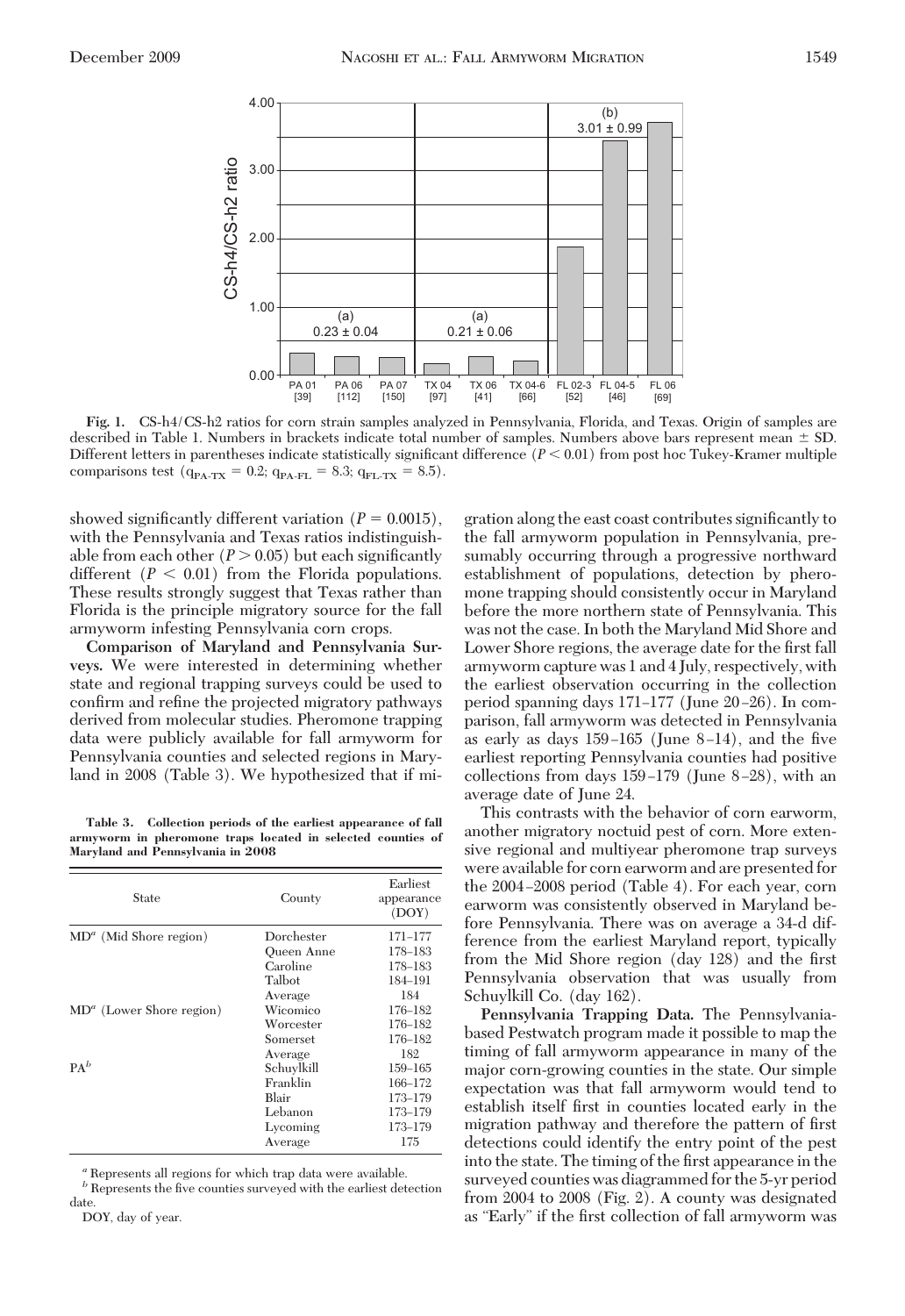**Fig. 1.** CS-h4/CS-h2 ratios for corn strain samples analyzed in Pennsylvania, Florida, and Texas. Origin of samples are described in Table 1. Numbers in brackets indicate total number of samples. Numbers above bars represent mean ± SD. Different letters in parentheses indicate statistically significant difference ($P < 0.01$) from post hoc Tukey-Kramer multiple comparisons test ($q_{PA-TX} = 0.2$; $q_{PA-FL} = 8.3$; $q_{FL-TX} = 8.5$).

showed significantly different variation ($P = 0.0015$), with the Pennsylvania and Texas ratios indistinguishable from each other ($P > 0.05$) but each significantly different ($P < 0.01$) from the Florida populations. These results strongly suggest that Texas rather than Florida is the principle migratory source for the fall armyworm infesting Pennsylvania corn crops.

**Comparison of Maryland and Pennsylvania Surveys.** We were interested in determining whether state and regional trapping surveys could be used to confirm and refine the projected migratory pathways derived from molecular studies. Pheromone trapping data were publicly available for fall armyworm for Pennsylvania counties and selected regions in Maryland in 2008 (Table 3). We hypothesized that if migration along the east coast contributes significantly to the fall armyworm population in Pennsylvania, presumably occurring through a progressive northward establishment of populations, detection by pheromone trapping should consistently occur in Maryland before the more northern state of Pennsylvania. This was not the case. In both the Maryland Mid Shore and Lower Shore regions, the average date for the first fall armyworm capture was 1 and 4 July, respectively, with the earliest observation occurring in the collection period spanning days 171–177 (June 20–26). In comparison, fall armyworm was detected in Pennsylvania as early as days 159–165 (June 8–14), and the five earliest reporting Pennsylvania counties had positive collections from days 159–179 (June 8–28), with an average date of June 24.

**Table 3. Collection periods of the earliest appearance of fall armyworm in pheromone traps located in selected counties of Maryland and Pennsylvania in 2008**

| State | County | Earliest appearance (DOY) |
|---|---|---|
| MD[a] (Mid Shore region) | Dorchester | 171–177 |
| | Queen Anne | 178–183 |
| | Caroline | 178–183 |
| | Talbot | 184–191 |
| | Average | 184 |
| MD[a] (Lower Shore region) | Wicomico | 176–182 |
| | Worcester | 176–182 |
| | Somerset | 176–182 |
| | Average | 182 |
| PA[b] | Schuylkill | 159–165 |
| | Franklin | 166–172 |
| | Blair | 173–179 |
| | Lebanon | 173–179 |
| | Lycoming | 173–179 |
| | Average | 175 |

[a] Represents all regions for which trap data were available.
[b] Represents the five counties surveyed with the earliest detection date.
DOY, day of year.

This contrasts with the behavior of corn earworm, another migratory noctuid pest of corn. More extensive regional and multiyear pheromone trap surveys were available for corn earworm and are presented for the 2004–2008 period (Table 4). For each year, corn earworm was consistently observed in Maryland before Pennsylvania. There was on average a 34-d difference from the earliest Maryland report, typically from the Mid Shore region (day 128) and the first Pennsylvania observation that was usually from Schuylkill Co. (day 162).

**Pennsylvania Trapping Data.** The Pennsylvania-based Pestwatch program made it possible to map the timing of fall armyworm appearance in many of the major corn-growing counties in the state. Our simple expectation was that fall armyworm would tend to establish itself first in counties located early in the migration pathway and therefore the pattern of first detections could identify the entry point of the pest into the state. The timing of the first appearance in the surveyed counties was diagrammed for the 5-yr period from 2004 to 2008 (Fig. 2). A county was designated as "Early" if the first collection of fall armyworm was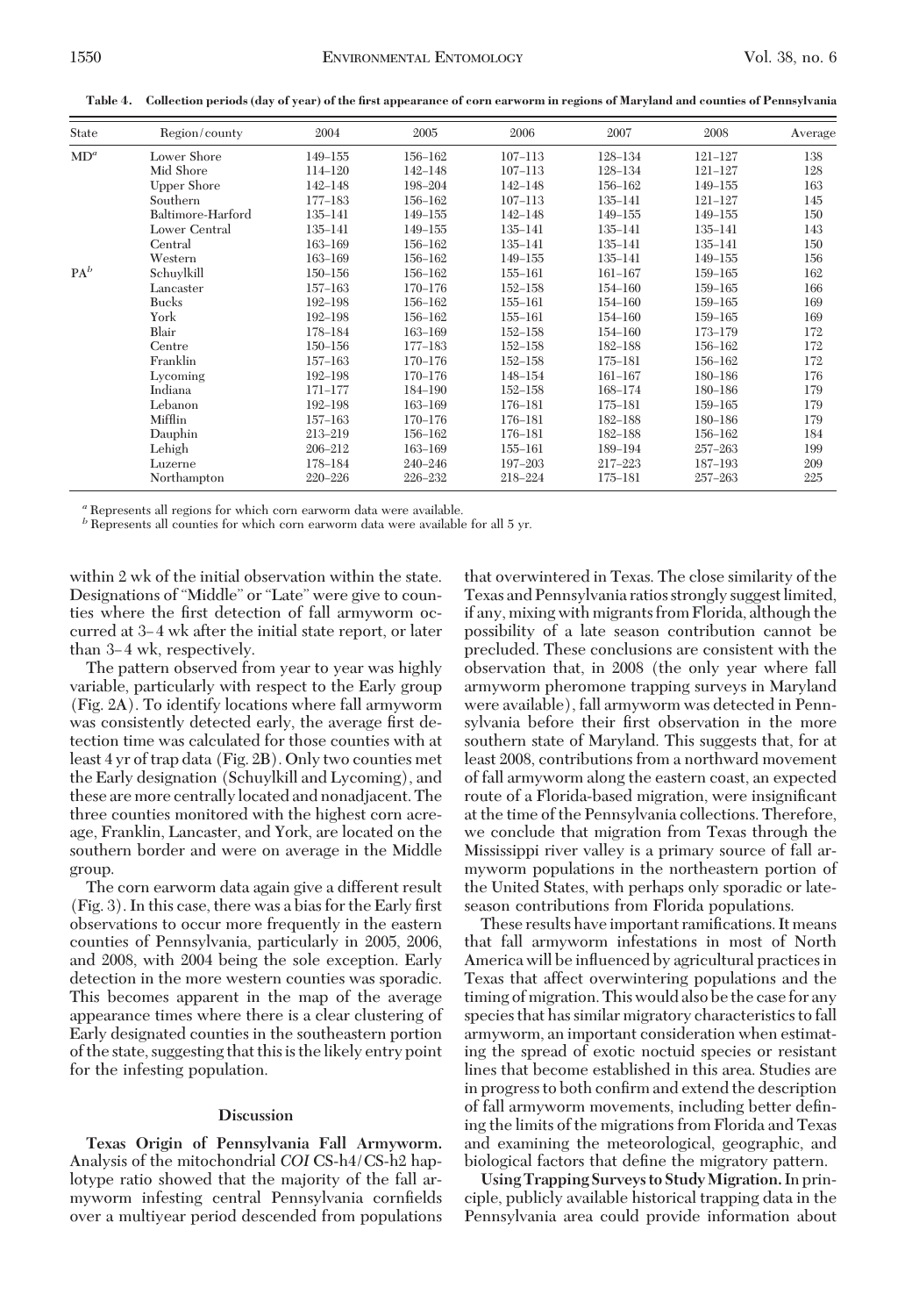Table 4. Collection periods (day of year) of the first appearance of corn earworm in regions of Maryland and counties of Pennsylvania

| State | Region/county | 2004 | 2005 | 2006 | 2007 | 2008 | Average |
|---|---|---|---|---|---|---|---|
| MD[a] | Lower Shore | 149–155 | 156–162 | 107–113 | 128–134 | 121–127 | 138 |
| | Mid Shore | 114–120 | 142–148 | 107–113 | 128–134 | 121–127 | 128 |
| | Upper Shore | 142–148 | 198–204 | 142–148 | 156–162 | 149–155 | 163 |
| | Southern | 177–183 | 156–162 | 107–113 | 135–141 | 121–127 | 145 |
| | Baltimore-Harford | 135–141 | 149–155 | 142–148 | 149–155 | 149–155 | 150 |
| | Lower Central | 135–141 | 149–155 | 135–141 | 135–141 | 135–141 | 143 |
| | Central | 163–169 | 156–162 | 135–141 | 135–141 | 135–141 | 150 |
| | Western | 163–169 | 156–162 | 149–155 | 135–141 | 149–155 | 156 |
| PA[b] | Schuylkill | 150–156 | 156–162 | 155–161 | 161–167 | 159–165 | 162 |
| | Lancaster | 157–163 | 170–176 | 152–158 | 154–160 | 159–165 | 166 |
| | Bucks | 192–198 | 156–162 | 155–161 | 154–160 | 159–165 | 169 |
| | York | 192–198 | 156–162 | 155–161 | 154–160 | 159–165 | 169 |
| | Blair | 178–184 | 163–169 | 152–158 | 154–160 | 173–179 | 172 |
| | Centre | 150–156 | 177–183 | 152–158 | 182–188 | 156–162 | 172 |
| | Franklin | 157–163 | 170–176 | 152–158 | 175–181 | 156–162 | 172 |
| | Lycoming | 192–198 | 170–176 | 148–154 | 161–167 | 180–186 | 176 |
| | Indiana | 171–177 | 184–190 | 152–158 | 168–174 | 180–186 | 179 |
| | Lebanon | 192–198 | 163–169 | 176–181 | 175–181 | 159–165 | 179 |
| | Mifflin | 157–163 | 170–176 | 176–181 | 182–188 | 180–186 | 179 |
| | Dauphin | 213–219 | 156–162 | 176–181 | 182–188 | 156–162 | 184 |
| | Lehigh | 206–212 | 163–169 | 155–161 | 189–194 | 257–263 | 199 |
| | Luzerne | 178–184 | 240–246 | 197–203 | 217–223 | 187–193 | 209 |
| | Northampton | 220–226 | 226–232 | 218–224 | 175–181 | 257–263 | 225 |

[a] Represents all regions for which corn earworm data were available.
[b] Represents all counties for which corn earworm data were available for all 5 yr.

within 2 wk of the initial observation within the state. Designations of "Middle" or "Late" were give to counties where the first detection of fall armyworm occurred at 3–4 wk after the initial state report, or later than 3–4 wk, respectively.

The pattern observed from year to year was highly variable, particularly with respect to the Early group (Fig. 2A). To identify locations where fall armyworm was consistently detected early, the average first detection time was calculated for those counties with at least 4 yr of trap data (Fig. 2B). Only two counties met the Early designation (Schuylkill and Lycoming), and these are more centrally located and nonadjacent. The three counties monitored with the highest corn acreage, Franklin, Lancaster, and York, are located on the southern border and were on average in the Middle group.

The corn earworm data again give a different result (Fig. 3). In this case, there was a bias for the Early first observations to occur more frequently in the eastern counties of Pennsylvania, particularly in 2005, 2006, and 2008, with 2004 being the sole exception. Early detection in the more western counties was sporadic. This becomes apparent in the map of the average appearance times where there is a clear clustering of Early designated counties in the southeastern portion of the state, suggesting that this is the likely entry point for the infesting population.

## Discussion

**Texas Origin of Pennsylvania Fall Armyworm.** Analysis of the mitochondrial *COI* CS-h4/CS-h2 haplotype ratio showed that the majority of the fall armyworm infesting central Pennsylvania cornfields over a multiyear period descended from populations that overwintered in Texas. The close similarity of the Texas and Pennsylvania ratios strongly suggest limited, if any, mixing with migrants from Florida, although the possibility of a late season contribution cannot be precluded. These conclusions are consistent with the observation that, in 2008 (the only year where fall armyworm pheromone trapping surveys in Maryland were available), fall armyworm was detected in Pennsylvania before their first observation in the more southern state of Maryland. This suggests that, for at least 2008, contributions from a northward movement of fall armyworm along the eastern coast, an expected route of a Florida-based migration, were insignificant at the time of the Pennsylvania collections. Therefore, we conclude that migration from Texas through the Mississippi river valley is a primary source of fall armyworm populations in the northeastern portion of the United States, with perhaps only sporadic or late-season contributions from Florida populations.

These results have important ramifications. It means that fall armyworm infestations in most of North America will be influenced by agricultural practices in Texas that affect overwintering populations and the timing of migration. This would also be the case for any species that has similar migratory characteristics to fall armyworm, an important consideration when estimating the spread of exotic noctuid species or resistant lines that become established in this area. Studies are in progress to both confirm and extend the description of fall armyworm movements, including better defining the limits of the migrations from Florida and Texas and examining the meteorological, geographic, and biological factors that define the migratory pattern.

**Using Trapping Surveys to Study Migration.** In principle, publicly available historical trapping data in the Pennsylvania area could provide information about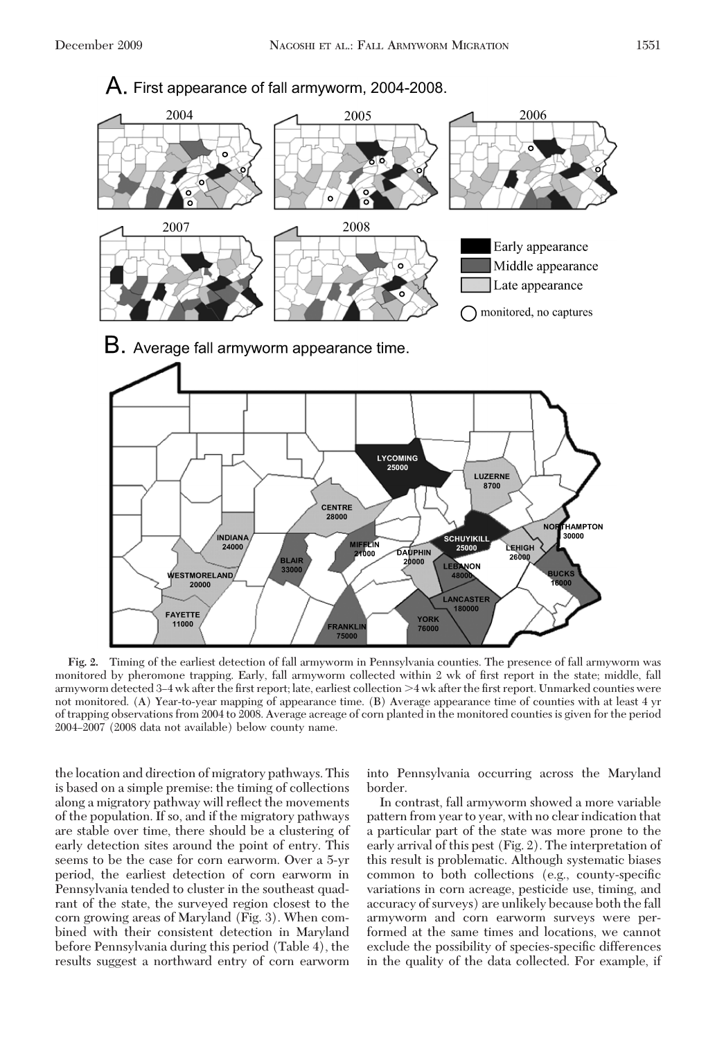**A.** First appearance of fall armyworm, 2004-2008.

**B.** Average fall armyworm appearance time.

**Fig. 2.** Timing of the earliest detection of fall armyworm in Pennsylvania counties. The presence of fall armyworm was monitored by pheromone trapping. Early, fall armyworm collected within 2 wk of first report in the state; middle, fall armyworm detected 3–4 wk after the first report; late, earliest collection >4 wk after the first report. Unmarked counties were not monitored. (A) Year-to-year mapping of appearance time. (B) Average appearance time of counties with at least 4 yr of trapping observations from 2004 to 2008. Average acreage of corn planted in the monitored counties is given for the period 2004–2007 (2008 data not available) below county name.

the location and direction of migratory pathways. This is based on a simple premise: the timing of collections along a migratory pathway will reflect the movements of the population. If so, and if the migratory pathways are stable over time, there should be a clustering of early detection sites around the point of entry. This seems to be the case for corn earworm. Over a 5-yr period, the earliest detection of corn earworm in Pennsylvania tended to cluster in the southeast quadrant of the state, the surveyed region closest to the corn growing areas of Maryland (Fig. 3). When combined with their consistent detection in Maryland before Pennsylvania during this period (Table 4), the results suggest a northward entry of corn earworm into Pennsylvania occurring across the Maryland border.

In contrast, fall armyworm showed a more variable pattern from year to year, with no clear indication that a particular part of the state was more prone to the early arrival of this pest (Fig. 2). The interpretation of this result is problematic. Although systematic biases common to both collections (e.g., county-specific variations in corn acreage, pesticide use, timing, and accuracy of surveys) are unlikely because both the fall armyworm and corn earworm surveys were performed at the same times and locations, we cannot exclude the possibility of species-specific differences in the quality of the data collected. For example, if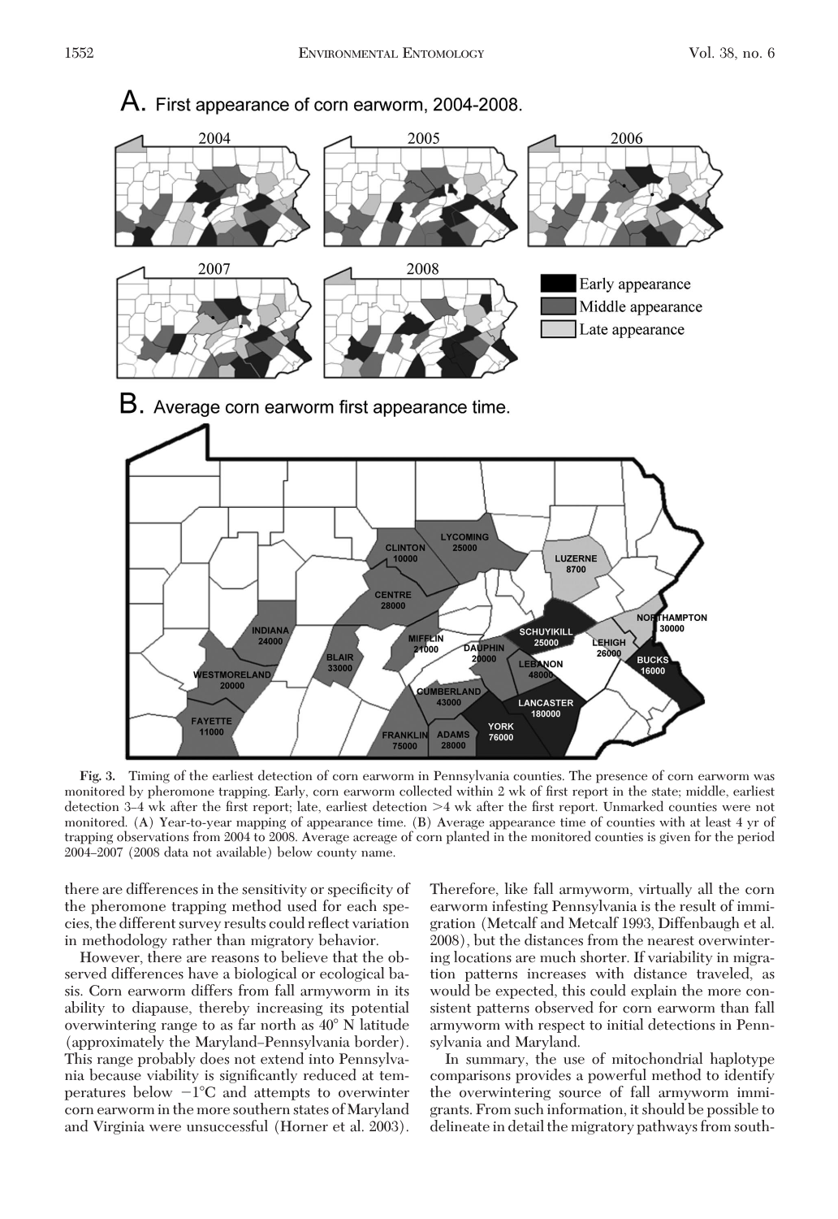A. First appearance of corn earworm, 2004-2008.

2004 2005 2006 2007 2008

Early appearance
Middle appearance
Late appearance

B. Average corn earworm first appearance time.

CLINTON 10000
LYCOMING 25000
LUZERNE 8700
CENTRE 28000
NORTHAMPTON 30000
INDIANA 24000
MIFFLIN 21000
SCHUYKILL 25000
LEHIGH 26000
BLAIR 33000
DAUPHIN 20000
BUCKS 16000
WESTMORELAND 20000
LEBANON 48000
CUMBERLAND 43000
LANCASTER 180000
FAYETTE 11000
YORK 76000
FRANKLIN 75000
ADAMS 28000

**Fig. 3.** Timing of the earliest detection of corn earworm in Pennsylvania counties. The presence of corn earworm was monitored by pheromone trapping. Early, corn earworm collected within 2 wk of first report in the state; middle, earliest detection 3–4 wk after the first report; late, earliest detection >4 wk after the first report. Unmarked counties were not monitored. (A) Year-to-year mapping of appearance time. (B) Average appearance time of counties with at least 4 yr of trapping observations from 2004 to 2008. Average acreage of corn planted in the monitored counties is given for the period 2004–2007 (2008 data not available) below county name.

there are differences in the sensitivity or specificity of the pheromone trapping method used for each species, the different survey results could reflect variation in methodology rather than migratory behavior.

However, there are reasons to believe that the observed differences have a biological or ecological basis. Corn earworm differs from fall armyworm in its ability to diapause, thereby increasing its potential overwintering range to as far north as 40° N latitude (approximately the Maryland–Pennsylvania border). This range probably does not extend into Pennsylvania because viability is significantly reduced at temperatures below −1°C and attempts to overwinter corn earworm in the more southern states of Maryland and Virginia were unsuccessful (Horner et al. 2003). Therefore, like fall armyworm, virtually all the corn earworm infesting Pennsylvania is the result of immigration (Metcalf and Metcalf 1993, Diffenbaugh et al. 2008), but the distances from the nearest overwintering locations are much shorter. If variability in migration patterns increases with distance traveled, as would be expected, this could explain the more consistent patterns observed for corn earworm than fall armyworm with respect to initial detections in Pennsylvania and Maryland.

In summary, the use of mitochondrial haplotype comparisons provides a powerful method to identify the overwintering source of fall armyworm immigrants. From such information, it should be possible to delineate in detail the migratory pathways from south-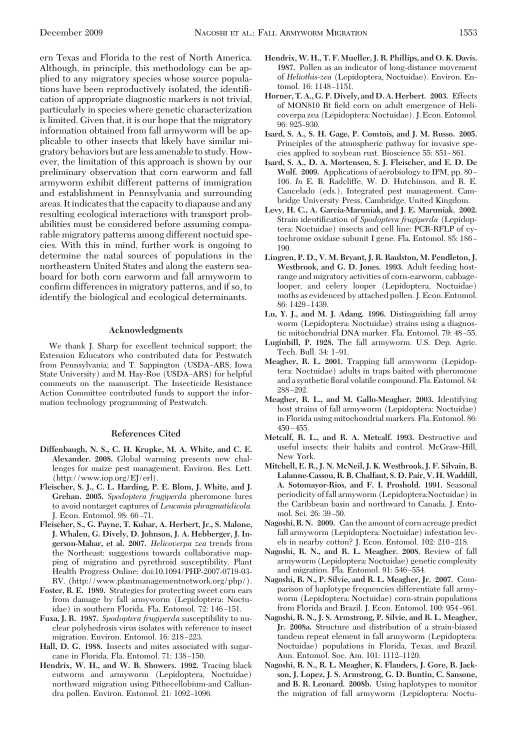ern Texas and Florida to the rest of North America. Although, in principle, this methodology can be applied to any migratory species whose source populations have been reproductively isolated, the identification of appropriate diagnostic markers is not trivial, particularly in species where genetic characterization is limited. Given that, it is our hope that the migratory information obtained from fall armyworm will be applicable to other insects that likely have similar migratory behaviors but are less amenable to study. However, the limitation of this approach is shown by our preliminary observation that corn earworm and fall armyworm exhibit different patterns of immigration and establishment in Pennsylvania and surrounding areas. It indicates that the capacity to diapause and any resulting ecological interactions with transport probabilities must be considered before assuming comparable migratory patterns among different noctuid species. With this in mind, further work is ongoing to determine the natal sources of populations in the northeastern United States and along the eastern seaboard for both corn earworm and fall armyworm to confirm differences in migratory patterns, and if so, to identify the biological and ecological determinants.

## Acknowledgments

We thank J. Sharp for excellent technical support; the Extension Educators who contributed data for Pestwatch from Pennsylvania; and T. Sappington (USDA–ARS, Iowa State University) and M. Hay-Roe (USDA–ARS) for helpful comments on the manuscript. The Insecticide Resistance Action Committee contributed funds to support the information technology programming of Pestwatch.

## References Cited

**Diffenbaugh, N. S., C. H. Krupke, M. A. White, and C. E. Alexander. 2008.** Global warming presents new challenges for maize pest management. Environ. Res. Lett. (http://www.iop.org/EJ/erl).

**Fleischer, S. J., C. L. Harding, P. E. Blom, J. White, and J. Grehan. 2005.** *Spodoptera frugiperda* pheromone lures to avoid nontarget captures of *Leucania phragmatidicola.* J. Econ. Entomol. 98: 66–71.

**Fleischer, S., G. Payne, T. Kuhar, A. Herbert, Jr., S. Malone, J. Whalen, G. Dively, D. Johnson, J. A. Hebberger, J. Ingerson-Mahar, et al. 2007.** *Helicoverpa zea* trends from the Northeast: suggestions towards collaborative mapping of migration and pyrethroid susceptibility. Plant Health Progress Online: doi:10.1094/PHP-2007-0719-03-RV. (http://www.plantmanagementnetwork.org/php/).

**Foster, R. E. 1989.** Strategies for protecting sweet corn ears from damage by fall armyworm (Lepidoptera: Noctuidae) in southern Florida. Fla. Entomol. 72: 146–151.

**Fuxa, J. R. 1987.** *Spodoptera frugiperda* susceptibility to nuclear polyhedrosis virus isolates with reference to insect migration. Environ. Entomol. 16: 218–223.

**Hall, D. G. 1988.** Insects and mites associated with sugarcane in Florida. Fla. Entomol. 71: 138–150.

**Hendrix, W. H., and W. B. Showers. 1992.** Tracing black cutworm and armyworm (Lepidoptera, Noctuidae) northward migration using Pithecellobium and Calliandra pollen. Environ. Entomol. 21: 1092–1096.

**Hendrix, W. H., T. F. Mueller, J. R. Phillips, and O. K. Davis. 1987.** Pollen as an indicator of long-distance movement of *Heliothis-zea* (Lepidoptera, Noctuidae). Environ. Entomol. 16: 1148–1151.

**Horner, T. A., G. P. Dively, and D. A. Herbert. 2003.** Effects of MON810 Bt field corn on adult emergence of Helicoverpa zea (Lepidoptera: Noctuidae). J. Econ. Entomol. 96: 925–930.

**Isard, S. A., S. H. Gage, P. Comtois, and J. M. Russo. 2005.** Principles of the atmospheric pathway for invasive species applied to soybean rust. Bioscience 55: 851–861.

**Isard, S. A., D. A. Mortensen, S. J. Fleischer, and E. D. De Wolf. 2009.** Applications of aerobiology to IPM, pp. 80–106. *In* E. B. Radcliffe, W. D. Hutchinson, and R. E. Cancelado (eds.), Integrated pest management. Cambridge University Press, Cambridge, United Kingdom.

**Levy, H. C., A. Garcia-Maruniak, and J. E. Maruniak. 2002.** Strain identification of *Spodoptera frugiperda* (Lepidoptera: Noctuidae) insects and cell line: PCR-RFLP of cytochrome oxidase subunit I gene. Fla. Entomol. 85: 186–190.

**Lingren, P. D., V. M. Bryant, J. R. Raulston, M. Pendleton, J. Westbrook, and G. D. Jones. 1993.** Adult feeding host-range and migratory activities of corn-earworm, cabbage-looper, and celery looper (Lepidoptera, Noctuidae) moths as evidenced by attached pollen. J. Econ. Entomol. 86: 1429–1439.

**Lu, Y. J., and M. J. Adang. 1996.** Distinguishing fall army worm (Lepidoptera: Noctuidae) strains using a diagnostic mitochondrial DNA marker. Fla. Entomol. 79: 48–55.

**Luginbill, P. 1928.** The fall armyworm. U.S. Dep. Agric. Tech. Bull. 34: 1–91.

**Meagher, R. L. 2001.** Trapping fall armyworm (Lepidoptera: Noctuidae) adults in traps baited with pheromone and a synthetic floral volatile compound. Fla. Entomol. 84: 288–292.

**Meagher, R. L., and M. Gallo-Meagher. 2003.** Identifying host strains of fall armyworm (Lepidoptera: Noctuidae) in Florida using mitochondrial markers. Fla. Entomol. 86: 450–455.

**Metcalf, R. L., and R. A. Metcalf. 1993.** Destructive and useful insects: their habits and control. McGraw-Hill, New York.

**Mitchell, E. R., J. N. McNeil, J. K. Westbrook, J. F. Silvain, B. Lalanne-Cassou, R. B. Chalfant, S. D. Pair, V. H. Waddill, A. Sotomayor-Rios, and F. I. Proshold. 1991.** Seasonal periodicity of fall armyworm (Lepidoptera:Noctuidae) in the Caribbean basin and northward to Canada. J. Entomol. Sci. 26: 39–50.

**Nagoshi, R. N. 2009.** Can the amount of corn acreage predict fall armyworm (Lepidoptera: Noctuidae) infestation levels in nearby cotton? J. Econ. Entomol. 102: 210–218.

**Nagoshi, R. N., and R. L. Meagher. 2008.** Review of fall armyworm (Lepidoptera: Noctuidae) genetic complexity and migration. Fla. Entomol. 91: 546–554.

**Nagoshi, R. N., P. Silvie, and R. L. Meagher, Jr. 2007.** Comparison of haplotype frequencies differentiate fall armyworm (Lepidoptera: Noctuidae) corn-strain populations from Florida and Brazil. J. Econ. Entomol. 100: 954–961.

**Nagoshi, R. N., J. S. Armstrong, P. Silvie, and R. L. Meagher, Jr. 2008a.** Structure and distribution of a strain-biased tandem repeat element in fall armyworm (Lepidoptera: Noctuidae) populations in Florida, Texas, and Brazil. Ann. Entomol. Soc. Am. 101: 1112–1120.

**Nagoshi, R. N., R. L. Meagher, K. Flanders, J. Gore, R. Jackson, J. Lopez, J. S. Armstrong, G. D. Buntin, C. Sansone, and B. R. Leonard. 2008b.** Using haplotypes to monitor the migration of fall armyworm (Lepidoptera: Noctu-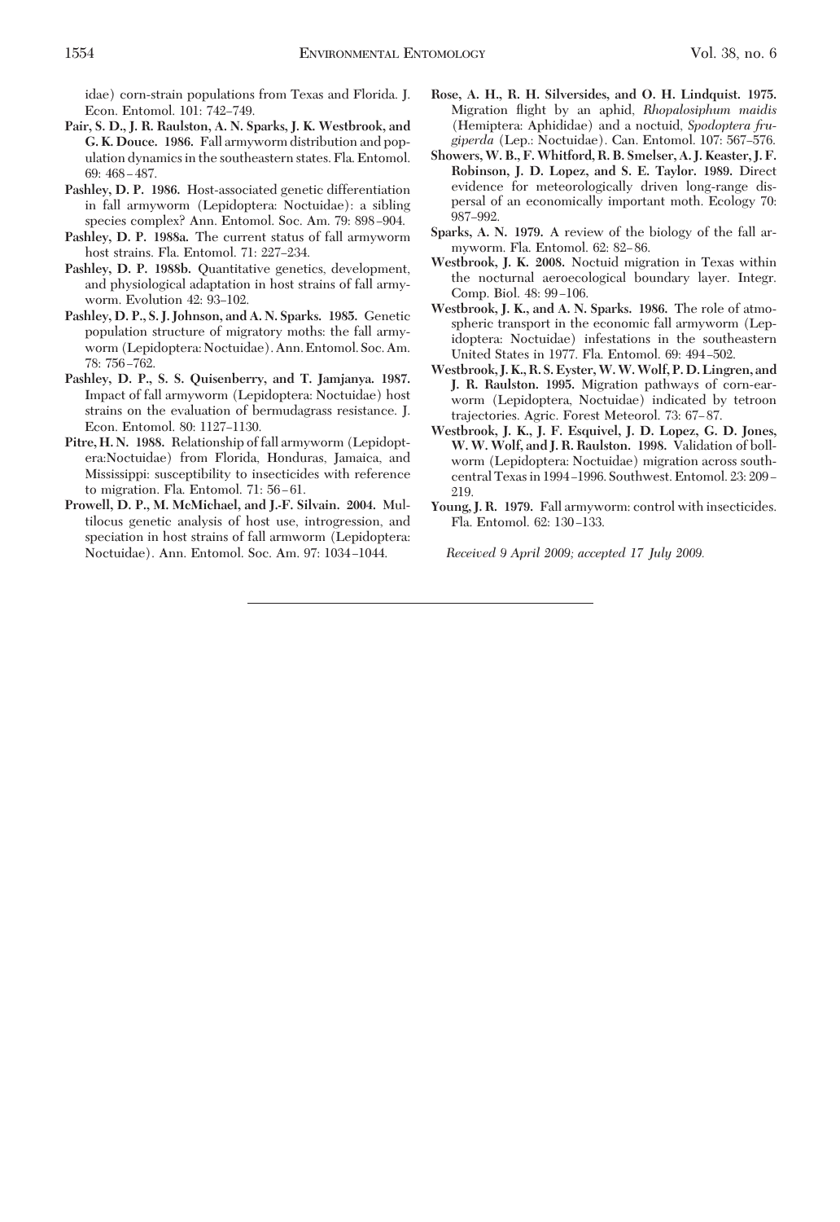idae) corn-strain populations from Texas and Florida. J. Econ. Entomol. 101: 742–749.

**Pair, S. D., J. R. Raulston, A. N. Sparks, J. K. Westbrook, and G. K. Douce. 1986.** Fall armyworm distribution and population dynamics in the southeastern states. Fla. Entomol. 69: 468–487.

**Pashley, D. P. 1986.** Host-associated genetic differentiation in fall armyworm (Lepidoptera: Noctuidae): a sibling species complex? Ann. Entomol. Soc. Am. 79: 898–904.

**Pashley, D. P. 1988a.** The current status of fall armyworm host strains. Fla. Entomol. 71: 227–234.

**Pashley, D. P. 1988b.** Quantitative genetics, development, and physiological adaptation in host strains of fall armyworm. Evolution 42: 93–102.

**Pashley, D. P., S. J. Johnson, and A. N. Sparks. 1985.** Genetic population structure of migratory moths: the fall armyworm (Lepidoptera: Noctuidae). Ann. Entomol. Soc. Am. 78: 756–762.

**Pashley, D. P., S. S. Quisenberry, and T. Jamjanya. 1987.** Impact of fall armyworm (Lepidoptera: Noctuidae) host strains on the evaluation of bermudagrass resistance. J. Econ. Entomol. 80: 1127–1130.

**Pitre, H. N. 1988.** Relationship of fall armyworm (Lepidoptera:Noctuidae) from Florida, Honduras, Jamaica, and Mississippi: susceptibility to insecticides with reference to migration. Fla. Entomol. 71: 56–61.

**Prowell, D. P., M. McMichael, and J.-F. Silvain. 2004.** Multilocus genetic analysis of host use, introgression, and speciation in host strains of fall armworm (Lepidoptera: Noctuidae). Ann. Entomol. Soc. Am. 97: 1034–1044.

**Rose, A. H., R. H. Silversides, and O. H. Lindquist. 1975.** Migration flight by an aphid, *Rhopalosiphum maidis* (Hemiptera: Aphididae) and a noctuid, *Spodoptera frugiperda* (Lep.: Noctuidae). Can. Entomol. 107: 567–576.

**Showers, W. B., F. Whitford, R. B. Smelser, A. J. Keaster, J. F. Robinson, J. D. Lopez, and S. E. Taylor. 1989.** Direct evidence for meteorologically driven long-range dispersal of an economically important moth. Ecology 70: 987–992.

**Sparks, A. N. 1979.** A review of the biology of the fall armyworm. Fla. Entomol. 62: 82–86.

**Westbrook, J. K. 2008.** Noctuid migration in Texas within the nocturnal aeroecological boundary layer. Integr. Comp. Biol. 48: 99–106.

**Westbrook, J. K., and A. N. Sparks. 1986.** The role of atmospheric transport in the economic fall armyworm (Lepidoptera: Noctuidae) infestations in the southeastern United States in 1977. Fla. Entomol. 69: 494–502.

**Westbrook, J. K., R. S. Eyster, W. W. Wolf, P. D. Lingren, and J. R. Raulston. 1995.** Migration pathways of corn-earworm (Lepidoptera, Noctuidae) indicated by tetroon trajectories. Agric. Forest Meteorol. 73: 67–87.

**Westbrook, J. K., J. F. Esquivel, J. D. Lopez, G. D. Jones, W. W. Wolf, and J. R. Raulston. 1998.** Validation of bollworm (Lepidoptera: Noctuidae) migration across south-central Texas in 1994–1996. Southwest. Entomol. 23: 209–219.

**Young, J. R. 1979.** Fall armyworm: control with insecticides. Fla. Entomol. 62: 130–133.

*Received 9 April 2009; accepted 17 July 2009.*